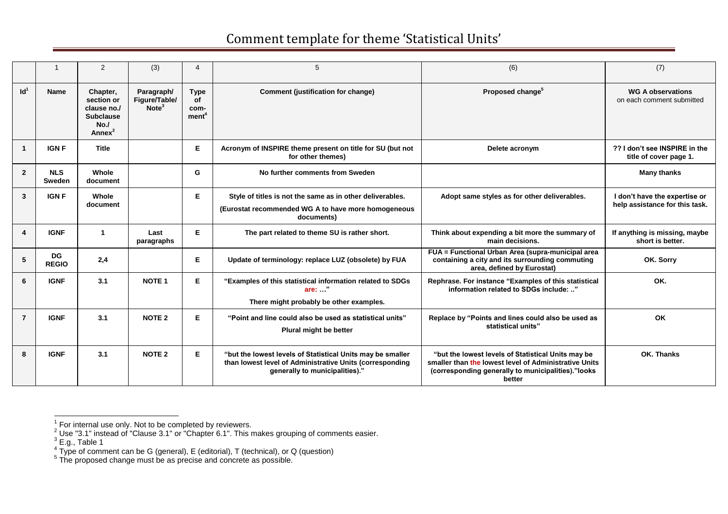# Comment template for theme 'Statistical Units'

| | 1 | 2 | (3) | 4 | 5 | (6) | (7) |
|---|---|---|---|---|---|---|---|
| **Id**[1] | **Name** | **Chapter, section or clause no./ Subclause No./ Annex**[2] | **Paragraph/ Figure/Table/ Note**[3] | **Type of com-ment**[4] | **Comment (justification for change)** | **Proposed change**[5] | **WG A observations** on each comment submitted |
| **1** | **IGN F** | **Title** | | **E** | **Acronym of INSPIRE theme present on title for SU (but not for other themes)** | **Delete acronym** | **?? I don't see INSPIRE in the title of cover page 1.** |
| **2** | **NLS Sweden** | **Whole document** | | **G** | **No further comments from Sweden** | | **Many thanks** |
| **3** | **IGN F** | **Whole document** | | **E** | **Style of titles is not the same as in other deliverables.** **(Eurostat recommended WG A to have more homogeneous documents)** | **Adopt same styles as for other deliverables.** | **I don't have the expertise or help assistance for this task.** |
| **4** | **IGNF** | **1** | **Last paragraphs** | **E** | **The part related to theme SU is rather short.** | **Think about expending a bit more the summary of main decisions.** | **If anything is missing, maybe short is better.** |
| **5** | **DG REGIO** | **2,4** | | **E** | **Update of terminology: replace LUZ (obsolete) by FUA** | **FUA = Functional Urban Area (supra-municipal area containing a city and its surrounding commuting area, defined by Eurostat)** | **OK. Sorry** |
| **6** | **IGNF** | **3.1** | **NOTE 1** | **E** | **"Examples of this statistical information related to SDGs are: …"** **There might probably be other examples.** | **Rephrase. For instance "Examples of this statistical information related to SDGs include: .."** | **OK.** |
| **7** | **IGNF** | **3.1** | **NOTE 2** | **E** | **"Point and line could also be used as statistical units"** **Plural might be better** | **Replace by "Points and lines could also be used as statistical units"** | **OK** |
| **8** | **IGNF** | **3.1** | **NOTE 2** | **E** | **"but the lowest levels of Statistical Units may be smaller than lowest level of Administrative Units (corresponding generally to municipalities)."** | **"but the lowest levels of Statistical Units may be smaller than the lowest level of Administrative Units (corresponding generally to municipalities)."looks better** | **OK. Thanks** |

[1] For internal use only. Not to be completed by reviewers.
[2] Use "3.1" instead of "Clause 3.1" or "Chapter 6.1". This makes grouping of comments easier.
[3] E.g., Table 1
[4] Type of comment can be G (general), E (editorial), T (technical), or Q (question)
[5] The proposed change must be as precise and concrete as possible.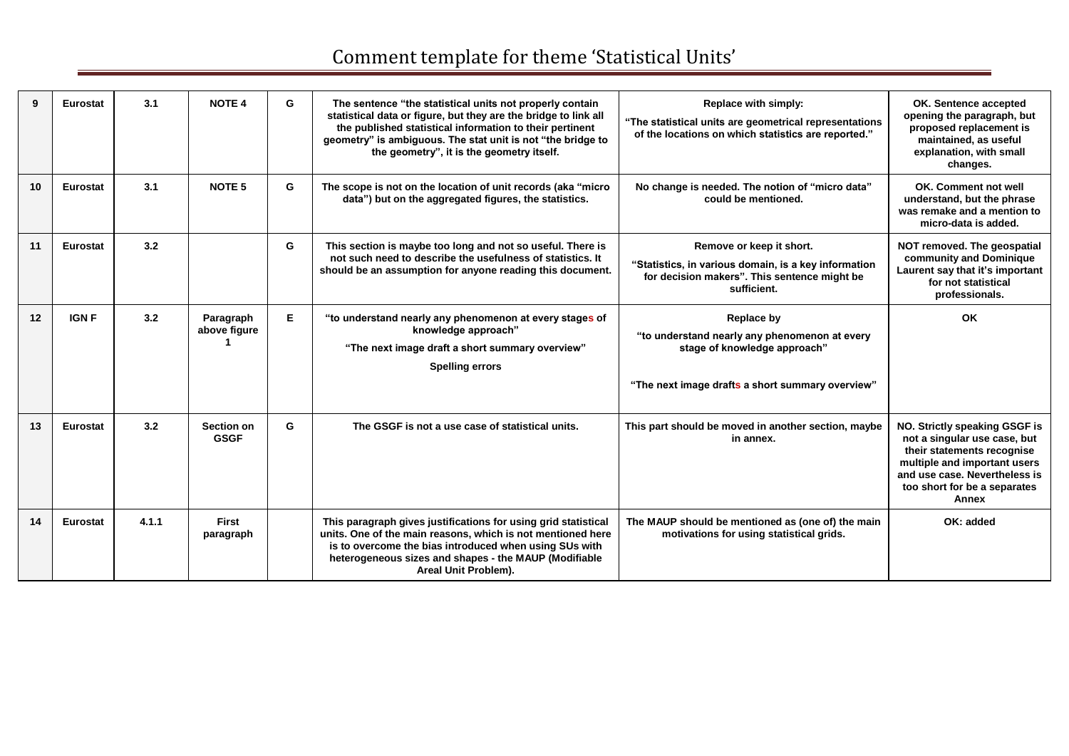# Comment template for theme 'Statistical Units'

| | | | | | | | |
|---|---|---|---|---|---|---|---|
| **9** | **Eurostat** | **3.1** | **NOTE 4** | **G** | **The sentence "the statistical units not properly contain statistical data or figure, but they are the bridge to link all the published statistical information to their pertinent geometry" is ambiguous. The stat unit is not "the bridge to the geometry", it is the geometry itself.** | **Replace with simply:** **"The statistical units are geometrical representations of the locations on which statistics are reported."** | **OK. Sentence accepted opening the paragraph, but proposed replacement is maintained, as useful explanation, with small changes.** |
| **10** | **Eurostat** | **3.1** | **NOTE 5** | **G** | **The scope is not on the location of unit records (aka "micro data") but on the aggregated figures, the statistics.** | **No change is needed. The notion of "micro data" could be mentioned.** | **OK. Comment not well understand, but the phrase was remake and a mention to micro-data is added.** |
| **11** | **Eurostat** | **3.2** | | **G** | **This section is maybe too long and not so useful. There is not such need to describe the usefulness of statistics. It should be an assumption for anyone reading this document.** | **Remove or keep it short.** **"Statistics, in various domain, is a key information for decision makers". This sentence might be sufficient.** | **NOT removed. The geospatial community and Dominique Laurent say that it's important for not statistical professionals.** |
| **12** | **IGN F** | **3.2** | **Paragraph above figure 1** | **E** | **"to understand nearly any phenomenon at every stages of knowledge approach"** **"The next image draft a short summary overview"** **Spelling errors** | **Replace by** **"to understand nearly any phenomenon at every stage of knowledge approach"** **"The next image drafts a short summary overview"** | **OK** |
| **13** | **Eurostat** | **3.2** | **Section on GSGF** | **G** | **The GSGF is not a use case of statistical units.** | **This part should be moved in another section, maybe in annex.** | **NO. Strictly speaking GSGF is not a singular use case, but their statements recognise multiple and important users and use case. Nevertheless is too short for be a separates Annex** |
| **14** | **Eurostat** | **4.1.1** | **First paragraph** | | **This paragraph gives justifications for using grid statistical units. One of the main reasons, which is not mentioned here is to overcome the bias introduced when using SUs with heterogeneous sizes and shapes - the MAUP (Modifiable Areal Unit Problem).** | **The MAUP should be mentioned as (one of) the main motivations for using statistical grids.** | **OK: added** |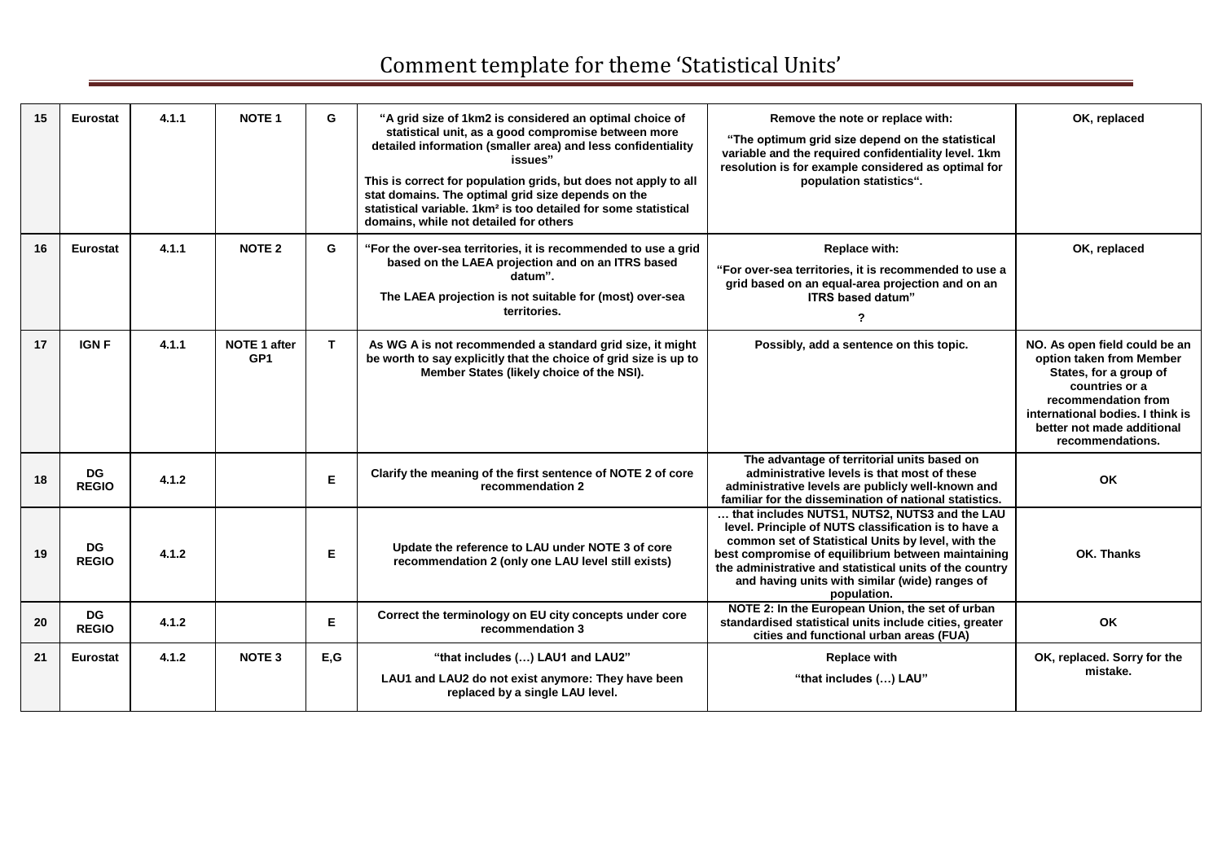# Comment template for theme 'Statistical Units'

| | | | | | | | |
|---|---|---|---|---|---|---|---|
| 15 | Eurostat | 4.1.1 | NOTE 1 | G | "A grid size of 1km2 is considered an optimal choice of statistical unit, as a good compromise between more detailed information (smaller area) and less confidentiality issues"<br>This is correct for population grids, but does not apply to all stat domains. The optimal grid size depends on the statistical variable. 1km² is too detailed for some statistical domains, while not detailed for others | Remove the note or replace with:<br>"The optimum grid size depend on the statistical variable and the required confidentiality level. 1km resolution is for example considered as optimal for population statistics". | OK, replaced |
| 16 | Eurostat | 4.1.1 | NOTE 2 | G | "For the over-sea territories, it is recommended to use a grid based on the LAEA projection and on an ITRS based datum".<br>The LAEA projection is not suitable for (most) over-sea territories. | Replace with:<br>"For over-sea territories, it is recommended to use a grid based on an equal-area projection and on an ITRS based datum"<br>? | OK, replaced |
| 17 | IGN F | 4.1.1 | NOTE 1 after GP1 | T | As WG A is not recommended a standard grid size, it might be worth to say explicitly that the choice of grid size is up to Member States (likely choice of the NSI). | Possibly, add a sentence on this topic. | NO. As open field could be an option taken from Member States, for a group of countries or a recommendation from international bodies. I think is better not made additional recommendations. |
| 18 | DG REGIO | 4.1.2 | | E | Clarify the meaning of the first sentence of NOTE 2 of core recommendation 2 | The advantage of territorial units based on administrative levels is that most of these administrative levels are publicly well-known and familiar for the dissemination of national statistics. | OK |
| 19 | DG REGIO | 4.1.2 | | E | Update the reference to LAU under NOTE 3 of core recommendation 2 (only one LAU level still exists) | … that includes NUTS1, NUTS2, NUTS3 and the LAU level. Principle of NUTS classification is to have a common set of Statistical Units by level, with the best compromise of equilibrium between maintaining the administrative and statistical units of the country and having units with similar (wide) ranges of population. | OK. Thanks |
| 20 | DG REGIO | 4.1.2 | | E | Correct the terminology on EU city concepts under core recommendation 3 | NOTE 2: In the European Union, the set of urban standardised statistical units include cities, greater cities and functional urban areas (FUA) | OK |
| 21 | Eurostat | 4.1.2 | NOTE 3 | E,G | "that includes (…) LAU1 and LAU2"<br>LAU1 and LAU2 do not exist anymore: They have been replaced by a single LAU level. | Replace with<br>"that includes (…) LAU" | OK, replaced. Sorry for the mistake. |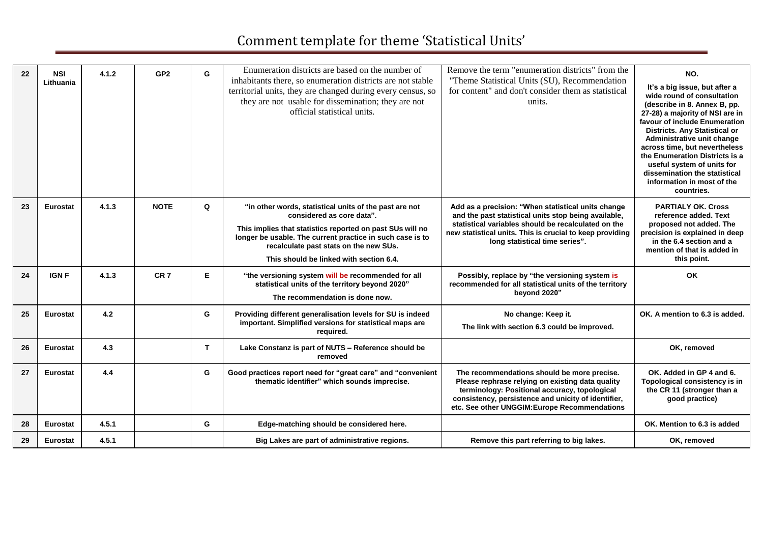# Comment template for theme 'Statistical Units'

| | | | | | | | |
|---|---|---|---|---|---|---|---|
| 22 | NSI Lithuania | 4.1.2 | GP2 | G | Enumeration districts are based on the number of inhabitants there, so enumeration districts are not stable territorial units, they are changed during every census, so they are not usable for dissemination; they are not official statistical units. | Remove the term "enumeration districts" from the "Theme Statistical Units (SU), Recommendation for content" and don't consider them as statistical units. | **NO.** **It's a big issue, but after a wide round of consultation (describe in 8. Annex B, pp. 27-28) a majority of NSI are in favour of include Enumeration Districts. Any Statistical or Administrative unit change across time, but nevertheless the Enumeration Districts is a useful system of units for dissemination the statistical information in most of the countries.** |
| 23 | **Eurostat** | **4.1.3** | **NOTE** | **Q** | **"in other words, statistical units of the past are not considered as core data".** **This implies that statistics reported on past SUs will no longer be usable. The current practice in such case is to recalculate past stats on the new SUs.** **This should be linked with section 6.4.** | **Add as a precision: "When statistical units change and the past statistical units stop being available, statistical variables should be recalculated on the new statistical units. This is crucial to keep providing long statistical time series".** | **PARTIALY OK. Cross reference added. Text proposed not added. The precision is explained in deep in the 6.4 section and a mention of that is added in this point.** |
| 24 | **IGN F** | **4.1.3** | **CR 7** | **E** | **"the versioning system will be recommended for all statistical units of the territory beyond 2020"** **The recommendation is done now.** | **Possibly, replace by "the versioning system is recommended for all statistical units of the territory beyond 2020"** | **OK** |
| 25 | **Eurostat** | **4.2** | | **G** | **Providing different generalisation levels for SU is indeed important. Simplified versions for statistical maps are required.** | **No change: Keep it.** **The link with section 6.3 could be improved.** | **OK. A mention to 6.3 is added.** |
| 26 | **Eurostat** | **4.3** | | **T** | **Lake Constanz is part of NUTS – Reference should be removed** | | **OK, removed** |
| 27 | **Eurostat** | **4.4** | | **G** | **Good practices report need for "great care" and "convenient thematic identifier" which sounds imprecise.** | **The recommendations should be more precise. Please rephrase relying on existing data quality terminology: Positional accuracy, topological consistency, persistence and unicity of identifier, etc. See other UNGGIM:Europe Recommendations** | **OK. Added in GP 4 and 6. Topological consistency is in the CR 11 (stronger than a good practice)** |
| 28 | **Eurostat** | **4.5.1** | | **G** | **Edge-matching should be considered here.** | | **OK. Mention to 6.3 is added** |
| 29 | **Eurostat** | **4.5.1** | | | **Big Lakes are part of administrative regions.** | **Remove this part referring to big lakes.** | **OK, removed** |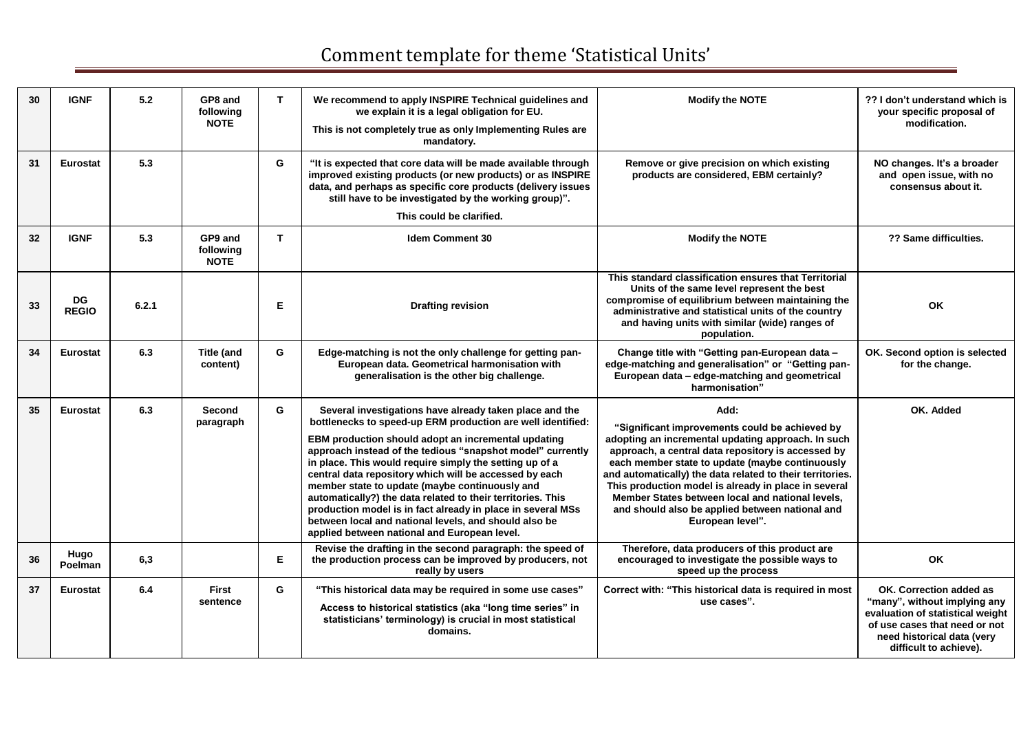# Comment template for theme 'Statistical Units'

| 30 | IGNF | 5.2 | GP8 and following NOTE | T | We recommend to apply INSPIRE Technical guidelines and we explain it is a legal obligation for EU.<br>This is not completely true as only Implementing Rules are mandatory. | Modify the NOTE | ?? I don't understand which is your specific proposal of modification. |
|---|---|---|---|---|---|---|---|
| 31 | Eurostat | 5.3 | | G | "It is expected that core data will be made available through improved existing products (or new products) or as INSPIRE data, and perhaps as specific core products (delivery issues still have to be investigated by the working group)".<br>This could be clarified. | Remove or give precision on which existing products are considered, EBM certainly? | NO changes. It's a broader and open issue, with no consensus about it. |
| 32 | IGNF | 5.3 | GP9 and following NOTE | T | Idem Comment 30 | Modify the NOTE | ?? Same difficulties. |
| 33 | DG REGIO | 6.2.1 | | E | Drafting revision | This standard classification ensures that Territorial Units of the same level represent the best compromise of equilibrium between maintaining the administrative and statistical units of the country and having units with similar (wide) ranges of population. | OK |
| 34 | Eurostat | 6.3 | Title (and content) | G | Edge-matching is not the only challenge for getting pan-European data. Geometrical harmonisation with generalisation is the other big challenge. | Change title with "Getting pan-European data – edge-matching and generalisation" or "Getting pan-European data – edge-matching and geometrical harmonisation" | OK. Second option is selected for the change. |
| 35 | Eurostat | 6.3 | Second paragraph | G | Several investigations have already taken place and the bottlenecks to speed-up ERM production are well identified:<br>EBM production should adopt an incremental updating approach instead of the tedious "snapshot model" currently in place. This would require simply the setting up of a central data repository which will be accessed by each member state to update (maybe continuously and automatically?) the data related to their territories. This production model is in fact already in place in several MSs between local and national levels, and should also be applied between national and European level. | Add:<br>"Significant improvements could be achieved by adopting an incremental updating approach. In such approach, a central data repository is accessed by each member state to update (maybe continuously and automatically) the data related to their territories. This production model is already in place in several Member States between local and national levels, and should also be applied between national and European level". | OK. Added |
| 36 | Hugo Poelman | 6,3 | | E | Revise the drafting in the second paragraph: the speed of the production process can be improved by producers, not really by users | Therefore, data producers of this product are encouraged to investigate the possible ways to speed up the process | OK |
| 37 | Eurostat | 6.4 | First sentence | G | "This historical data may be required in some use cases"<br>Access to historical statistics (aka "long time series" in statisticians' terminology) is crucial in most statistical domains. | Correct with: "This historical data is required in most use cases". | OK. Correction added as "many", without implying any evaluation of statistical weight of use cases that need or not need historical data (very difficult to achieve). |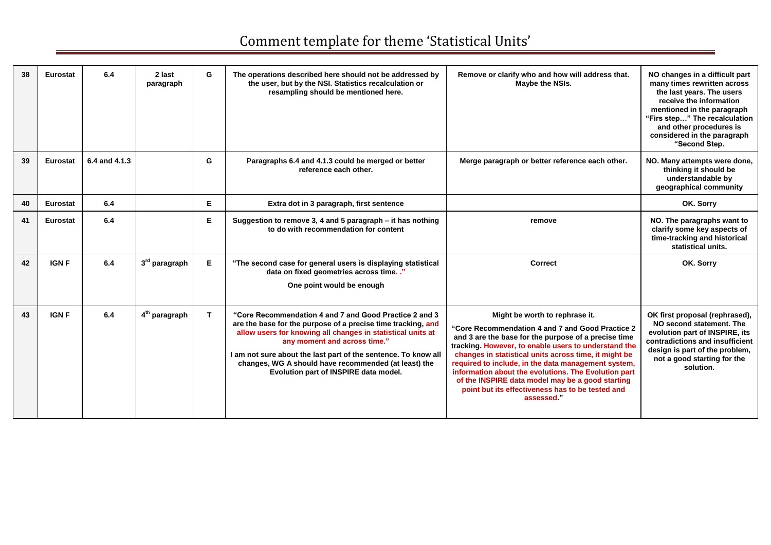# Comment template for theme 'Statistical Units'

| | | | | | | | |
|---|---|---|---|---|---|---|---|
| 38 | Eurostat | 6.4 | 2 last paragraph | G | The operations described here should not be addressed by the user, but by the NSI. Statistics recalculation or resampling should be mentioned here. | Remove or clarify who and how will address that. Maybe the NSIs. | NO changes in a difficult part many times rewritten across the last years. The users receive the information mentioned in the paragraph "Firs step…" The recalculation and other procedures is considered in the paragraph "Second Step. |
| 39 | Eurostat | 6.4 and 4.1.3 | | G | Paragraphs 6.4 and 4.1.3 could be merged or better reference each other. | Merge paragraph or better reference each other. | NO. Many attempts were done, thinking it should be understandable by geographical community |
| 40 | Eurostat | 6.4 | | E | Extra dot in 3 paragraph, first sentence | | OK. Sorry |
| 41 | Eurostat | 6.4 | | E | Suggestion to remove 3, 4 and 5 paragraph – it has nothing to do with recommendation for content | remove | NO. The paragraphs want to clarify some key aspects of time-tracking and historical statistical units. |
| 42 | IGN F | 6.4 | 3rd paragraph | E | "The second case for general users is displaying statistical data on fixed geometries across time. ." One point would be enough | Correct | OK. Sorry |
| 43 | IGN F | 6.4 | 4th paragraph | T | "Core Recommendation 4 and 7 and Good Practice 2 and 3 are the base for the purpose of a precise time tracking, and allow users for knowing all changes in statistical units at any moment and across time." I am not sure about the last part of the sentence. To know all changes, WG A should have recommended (at least) the Evolution part of INSPIRE data model. | Might be worth to rephrase it. "Core Recommendation 4 and 7 and Good Practice 2 and 3 are the base for the purpose of a precise time tracking. However, to enable users to understand the changes in statistical units across time, it might be required to include, in the data management system, information about the evolutions. The Evolution part of the INSPIRE data model may be a good starting point but its effectiveness has to be tested and assessed." | OK first proposal (rephrased), NO second statement. The evolution part of INSPIRE, its contradictions and insufficient design is part of the problem, not a good starting for the solution. |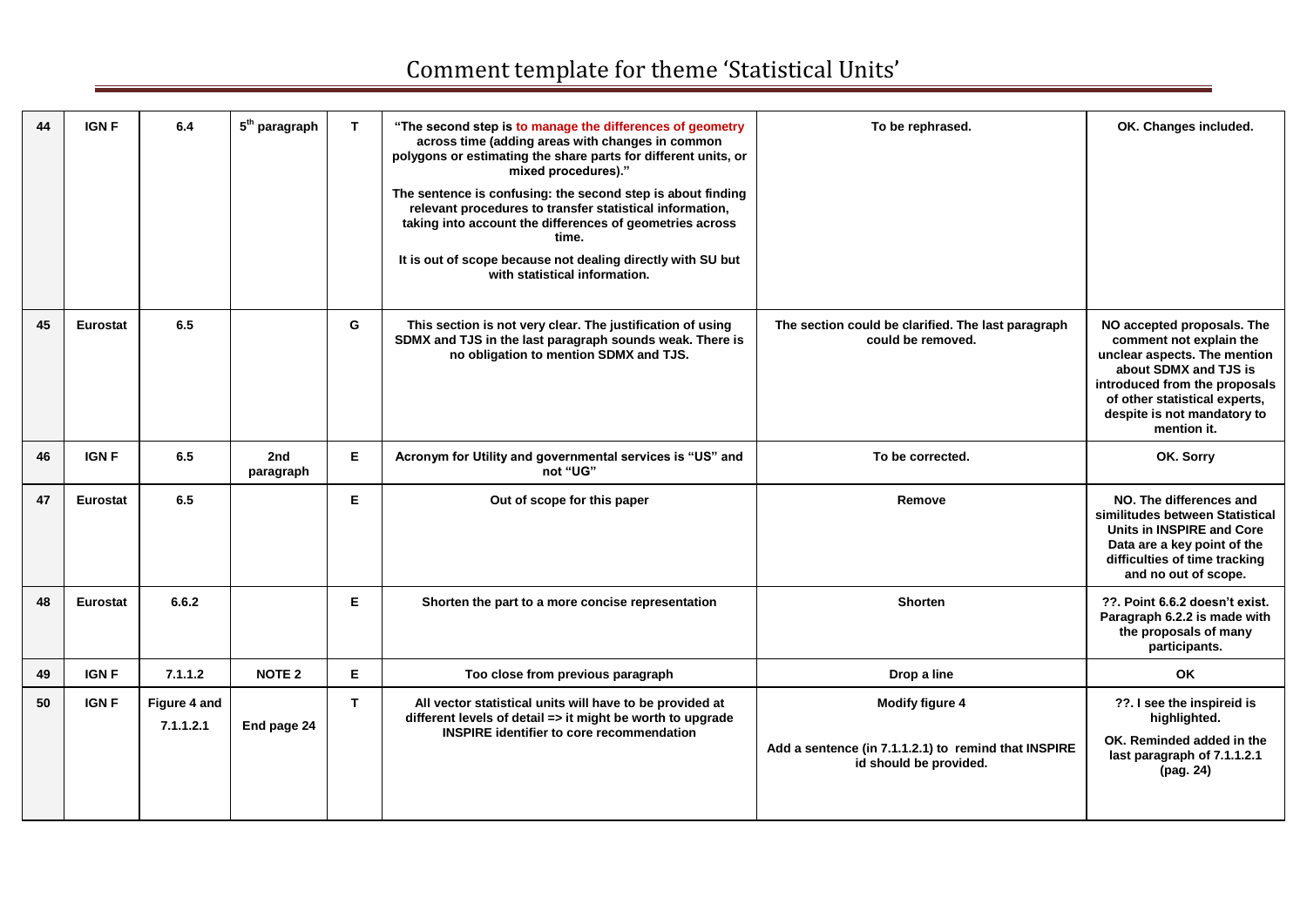# Comment template for theme 'Statistical Units'

| | | | | | | | |
|---|---|---|---|---|---|---|---|
| 44 | IGN F | 6.4 | 5[th] paragraph | T | "The second step is to manage the differences of geometry across time (adding areas with changes in common polygons or estimating the share parts for different units, or mixed procedures)."<br><br>The sentence is confusing: the second step is about finding relevant procedures to transfer statistical information, taking into account the differences of geometries across time.<br><br>It is out of scope because not dealing directly with SU but with statistical information. | To be rephrased. | OK. Changes included. |
| 45 | Eurostat | 6.5 | | G | This section is not very clear. The justification of using SDMX and TJS in the last paragraph sounds weak. There is no obligation to mention SDMX and TJS. | The section could be clarified. The last paragraph could be removed. | NO accepted proposals. The comment not explain the unclear aspects. The mention about SDMX and TJS is introduced from the proposals of other statistical experts, despite is not mandatory to mention it. |
| 46 | IGN F | 6.5 | 2nd paragraph | E | Acronym for Utility and governmental services is "US" and not "UG" | To be corrected. | OK. Sorry |
| 47 | Eurostat | 6.5 | | E | Out of scope for this paper | Remove | NO. The differences and similitudes between Statistical Units in INSPIRE and Core Data are a key point of the difficulties of time tracking and no out of scope. |
| 48 | Eurostat | 6.6.2 | | E | Shorten the part to a more concise representation | Shorten | ??. Point 6.6.2 doesn't exist. Paragraph 6.2.2 is made with the proposals of many participants. |
| 49 | IGN F | 7.1.1.2 | NOTE 2 | E | Too close from previous paragraph | Drop a line | OK |
| 50 | IGN F | Figure 4 and 7.1.1.2.1 | End page 24 | T | All vector statistical units will have to be provided at different levels of detail => it might be worth to upgrade INSPIRE identifier to core recommendation | Modify figure 4<br><br>Add a sentence (in 7.1.1.2.1) to remind that INSPIRE id should be provided. | ??. I see the inspireid is highlighted.<br><br>OK. Reminded added in the last paragraph of 7.1.1.2.1 (pag. 24) |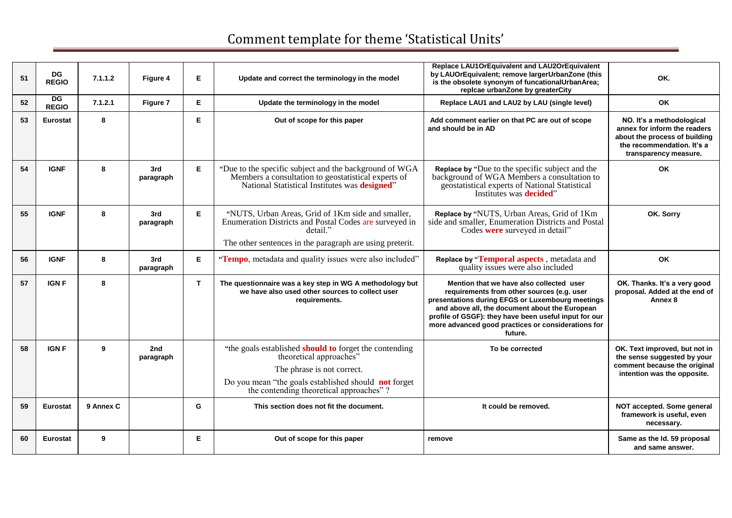# Comment template for theme 'Statistical Units'

| | | | | | | | |
|---|---|---|---|---|---|---|---|
| 51 | DG REGIO | 7.1.1.2 | Figure 4 | E | Update and correct the terminology in the model | Replace LAU1OrEquivalent and LAU2OrEquivalent by LAUOrEquivalent; remove largerUrbanZone (this is the obsolete synonym of funcationalUrbanArea; replcae urbanZone by greaterCity | OK. |
| 52 | DG REGIO | 7.1.2.1 | Figure 7 | E | Update the terminology in the model | Replace LAU1 and LAU2 by LAU (single level) | OK |
| 53 | Eurostat | 8 | | E | Out of scope for this paper | Add comment earlier on that PC are out of scope and should be in AD | NO. It's a methodological annex for inform the readers about the process of building the recommendation. It's a transparency measure. |
| 54 | IGNF | 8 | 3rd paragraph | E | "Due to the specific subject and the background of WGA Members a consultation to geostatistical experts of National Statistical Institutes was **designed**" | Replace by "Due to the specific subject and the background of WGA Members a consultation to geostatistical experts of National Statistical Institutes was **decided**" | OK |
| 55 | IGNF | 8 | 3rd paragraph | E | "NUTS, Urban Areas, Grid of 1Km side and smaller, Enumeration Districts and Postal Codes are surveyed in detail." The other sentences in the paragraph are using preterit. | Replace by "NUTS, Urban Areas, Grid of 1Km side and smaller, Enumeration Districts and Postal Codes **were** surveyed in detail" | OK. Sorry |
| 56 | IGNF | 8 | 3rd paragraph | E | "**Tempo**, metadata and quality issues were also included" | Replace by "**Temporal aspects** , metadata and quality issues were also included | OK |
| 57 | IGN F | 8 | | T | The questionnaire was a key step in WG A methodology but we have also used other sources to collect user requirements. | Mention that we have also collected user requirements from other sources (e.g. user presentations during EFGS or Luxembourg meetings and above all, the document about the European profile of GSGF): they have been useful input for our more advanced good practices or considerations for future. | OK. Thanks. It's a very good proposal. Added at the end of Annex 8 |
| 58 | IGN F | 9 | 2nd paragraph | | "the goals established **should to** forget the contending theoretical approaches" The phrase is not correct. Do you mean "the goals established should **not** forget the contending theoretical approaches" ? | To be corrected | OK. Text improved, but not in the sense suggested by your comment because the original intention was the opposite. |
| 59 | Eurostat | 9 Annex C | | G | This section does not fit the document. | It could be removed. | NOT accepted. Some general framework is useful, even necessary. |
| 60 | Eurostat | 9 | | E | Out of scope for this paper | remove | Same as the Id. 59 proposal and same answer. |